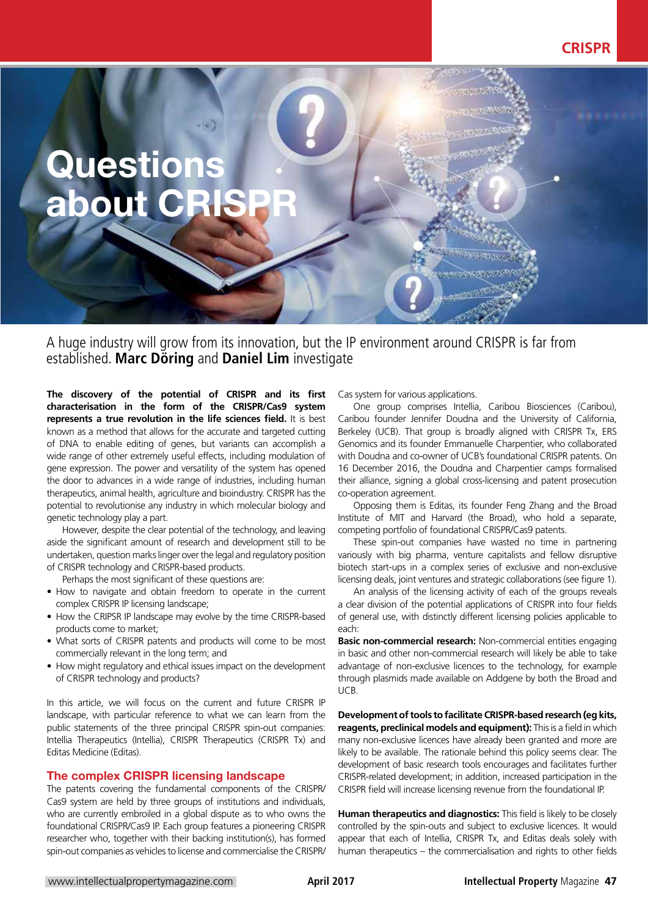# Questions about CRISPR

A huge industry will grow from its innovation, but the IP environment around CRISPR is far from established. **Marc Döring** and **Daniel Lim** investigate

**The discovery of the potential of CRISPR and its first characterisation in the form of the CRISPR/Cas9 system represents a true revolution in the life sciences field.** It is best known as a method that allows for the accurate and targeted cutting of DNA to enable editing of genes, but variants can accomplish a wide range of other extremely useful effects, including modulation of gene expression. The power and versatility of the system has opened the door to advances in a wide range of industries, including human therapeutics, animal health, agriculture and bioindustry. CRISPR has the potential to revolutionise any industry in which molecular biology and genetic technology play a part.

However, despite the clear potential of the technology, and leaving aside the significant amount of research and development still to be undertaken, question marks linger over the legal and regulatory position of CRISPR technology and CRISPR-based products.

Perhaps the most significant of these questions are:

- How to navigate and obtain freedom to operate in the current complex CRISPR IP licensing landscape;
- How the CRIPSR IP landscape may evolve by the time CRISPR-based products come to market;
- What sorts of CRISPR patents and products will come to be most commercially relevant in the long term; and
- How might regulatory and ethical issues impact on the development of CRISPR technology and products?

In this article, we will focus on the current and future CRISPR IP landscape, with particular reference to what we can learn from the public statements of the three principal CRISPR spin-out companies: Intellia Therapeutics (Intellia), CRISPR Therapeutics (CRISPR Tx) and Editas Medicine (Editas).

## The complex CRISPR licensing landscape

The patents covering the fundamental components of the CRISPR/Cas9 system are held by three groups of institutions and individuals, who are currently embroiled in a global dispute as to who owns the foundational CRISPR/Cas9 IP. Each group features a pioneering CRISPR researcher who, together with their backing institution(s), has formed spin-out companies as vehicles to license and commercialise the CRISPR/Cas system for various applications.

One group comprises Intellia, Caribou Biosciences (Caribou), Caribou founder Jennifer Doudna and the University of California, Berkeley (UCB). That group is broadly aligned with CRISPR Tx, ERS Genomics and its founder Emmanuelle Charpentier, who collaborated with Doudna and co-owner of UCB's foundational CRISPR patents. On 16 December 2016, the Doudna and Charpentier camps formalised their alliance, signing a global cross-licensing and patent prosecution co-operation agreement.

Opposing them is Editas, its founder Feng Zhang and the Broad Institute of MIT and Harvard (the Broad), who hold a separate, competing portfolio of foundational CRISPR/Cas9 patents.

These spin-out companies have wasted no time in partnering variously with big pharma, venture capitalists and fellow disruptive biotech start-ups in a complex series of exclusive and non-exclusive licensing deals, joint ventures and strategic collaborations (see figure 1).

An analysis of the licensing activity of each of the groups reveals a clear division of the potential applications of CRISPR into four fields of general use, with distinctly different licensing policies applicable to each:

**Basic non-commercial research:** Non-commercial entities engaging in basic and other non-commercial research will likely be able to take advantage of non-exclusive licences to the technology, for example through plasmids made available on Addgene by both the Broad and UCB.

**Development of tools to facilitate CRISPR-based research (eg kits, reagents, preclinical models and equipment):** This is a field in which many non-exclusive licences have already been granted and more are likely to be available. The rationale behind this policy seems clear. The development of basic research tools encourages and facilitates further CRISPR-related development; in addition, increased participation in the CRISPR field will increase licensing revenue from the foundational IP.

**Human therapeutics and diagnostics:** This field is likely to be closely controlled by the spin-outs and subject to exclusive licences. It would appear that each of Intellia, CRISPR Tx, and Editas deals solely with human therapeutics – the commercialisation and rights to other fields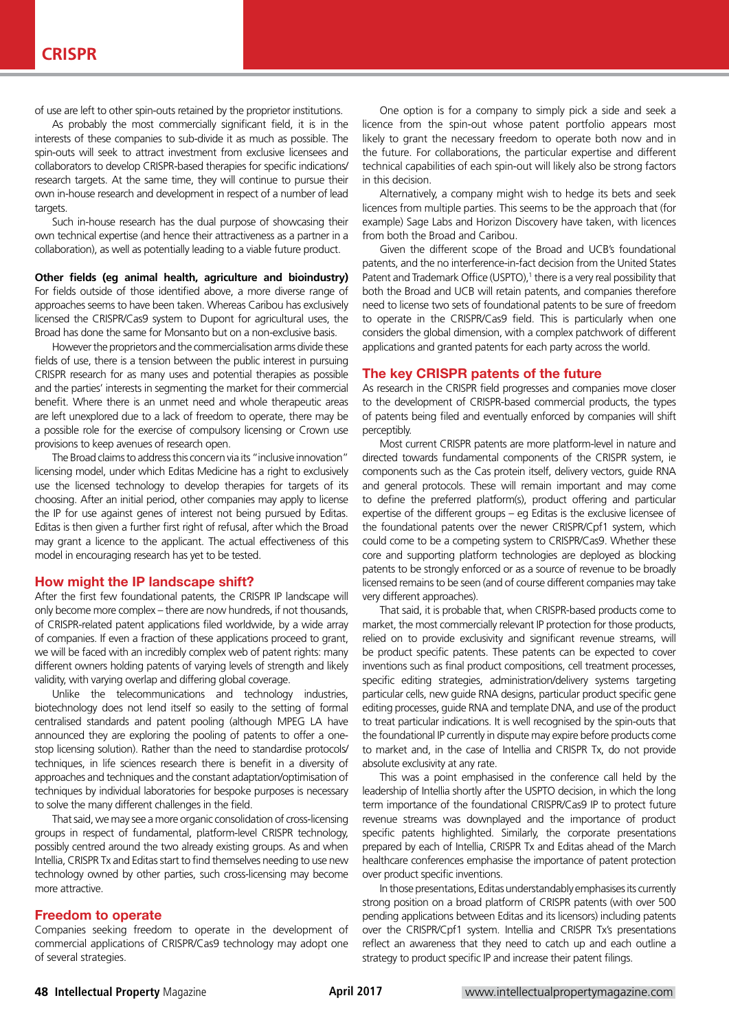of use are left to other spin-outs retained by the proprietor institutions.

As probably the most commercially significant field, it is in the interests of these companies to sub-divide it as much as possible. The spin-outs will seek to attract investment from exclusive licensees and collaborators to develop CRISPR-based therapies for specific indications/ research targets. At the same time, they will continue to pursue their own in-house research and development in respect of a number of lead targets.

Such in-house research has the dual purpose of showcasing their own technical expertise (and hence their attractiveness as a partner in a collaboration), as well as potentially leading to a viable future product.

**Other fields (eg animal health, agriculture and bioindustry)** For fields outside of those identified above, a more diverse range of approaches seems to have been taken. Whereas Caribou has exclusively licensed the CRISPR/Cas9 system to Dupont for agricultural uses, the Broad has done the same for Monsanto but on a non-exclusive basis.

However the proprietors and the commercialisation arms divide these fields of use, there is a tension between the public interest in pursuing CRISPR research for as many uses and potential therapies as possible and the parties' interests in segmenting the market for their commercial benefit. Where there is an unmet need and whole therapeutic areas are left unexplored due to a lack of freedom to operate, there may be a possible role for the exercise of compulsory licensing or Crown use provisions to keep avenues of research open.

The Broad claims to address this concern via its "inclusive innovation" licensing model, under which Editas Medicine has a right to exclusively use the licensed technology to develop therapies for targets of its choosing. After an initial period, other companies may apply to license the IP for use against genes of interest not being pursued by Editas. Editas is then given a further first right of refusal, after which the Broad may grant a licence to the applicant. The actual effectiveness of this model in encouraging research has yet to be tested.

## How might the IP landscape shift?

After the first few foundational patents, the CRISPR IP landscape will only become more complex – there are now hundreds, if not thousands, of CRISPR-related patent applications filed worldwide, by a wide array of companies. If even a fraction of these applications proceed to grant, we will be faced with an incredibly complex web of patent rights: many different owners holding patents of varying levels of strength and likely validity, with varying overlap and differing global coverage.

Unlike the telecommunications and technology industries, biotechnology does not lend itself so easily to the setting of formal centralised standards and patent pooling (although MPEG LA have announced they are exploring the pooling of patents to offer a one-stop licensing solution). Rather than the need to standardise protocols/ techniques, in life sciences research there is benefit in a diversity of approaches and techniques and the constant adaptation/optimisation of techniques by individual laboratories for bespoke purposes is necessary to solve the many different challenges in the field.

That said, we may see a more organic consolidation of cross-licensing groups in respect of fundamental, platform-level CRISPR technology, possibly centred around the two already existing groups. As and when Intellia, CRISPR Tx and Editas start to find themselves needing to use new technology owned by other parties, such cross-licensing may become more attractive.

## Freedom to operate

Companies seeking freedom to operate in the development of commercial applications of CRISPR/Cas9 technology may adopt one of several strategies.

One option is for a company to simply pick a side and seek a licence from the spin-out whose patent portfolio appears most likely to grant the necessary freedom to operate both now and in the future. For collaborations, the particular expertise and different technical capabilities of each spin-out will likely also be strong factors in this decision.

Alternatively, a company might wish to hedge its bets and seek licences from multiple parties. This seems to be the approach that (for example) Sage Labs and Horizon Discovery have taken, with licences from both the Broad and Caribou.

Given the different scope of the Broad and UCB's foundational patents, and the no interference-in-fact decision from the United States Patent and Trademark Office (USPTO),[1] there is a very real possibility that both the Broad and UCB will retain patents, and companies therefore need to license two sets of foundational patents to be sure of freedom to operate in the CRISPR/Cas9 field. This is particularly when one considers the global dimension, with a complex patchwork of different applications and granted patents for each party across the world.

## The key CRISPR patents of the future

As research in the CRISPR field progresses and companies move closer to the development of CRISPR-based commercial products, the types of patents being filed and eventually enforced by companies will shift perceptibly.

Most current CRISPR patents are more platform-level in nature and directed towards fundamental components of the CRISPR system, ie components such as the Cas protein itself, delivery vectors, guide RNA and general protocols. These will remain important and may come to define the preferred platform(s), product offering and particular expertise of the different groups – eg Editas is the exclusive licensee of the foundational patents over the newer CRISPR/Cpf1 system, which could come to be a competing system to CRISPR/Cas9. Whether these core and supporting platform technologies are deployed as blocking patents to be strongly enforced or as a source of revenue to be broadly licensed remains to be seen (and of course different companies may take very different approaches).

That said, it is probable that, when CRISPR-based products come to market, the most commercially relevant IP protection for those products, relied on to provide exclusivity and significant revenue streams, will be product specific patents. These patents can be expected to cover inventions such as final product compositions, cell treatment processes, specific editing strategies, administration/delivery systems targeting particular cells, new guide RNA designs, particular product specific gene editing processes, guide RNA and template DNA, and use of the product to treat particular indications. It is well recognised by the spin-outs that the foundational IP currently in dispute may expire before products come to market and, in the case of Intellia and CRISPR Tx, do not provide absolute exclusivity at any rate.

This was a point emphasised in the conference call held by the leadership of Intellia shortly after the USPTO decision, in which the long term importance of the foundational CRISPR/Cas9 IP to protect future revenue streams was downplayed and the importance of product specific patents highlighted. Similarly, the corporate presentations prepared by each of Intellia, CRISPR Tx and Editas ahead of the March healthcare conferences emphasise the importance of patent protection over product specific inventions.

In those presentations, Editas understandably emphasises its currently strong position on a broad platform of CRISPR patents (with over 500 pending applications between Editas and its licensors) including patents over the CRISPR/Cpf1 system. Intellia and CRISPR Tx's presentations reflect an awareness that they need to catch up and each outline a strategy to product specific IP and increase their patent filings.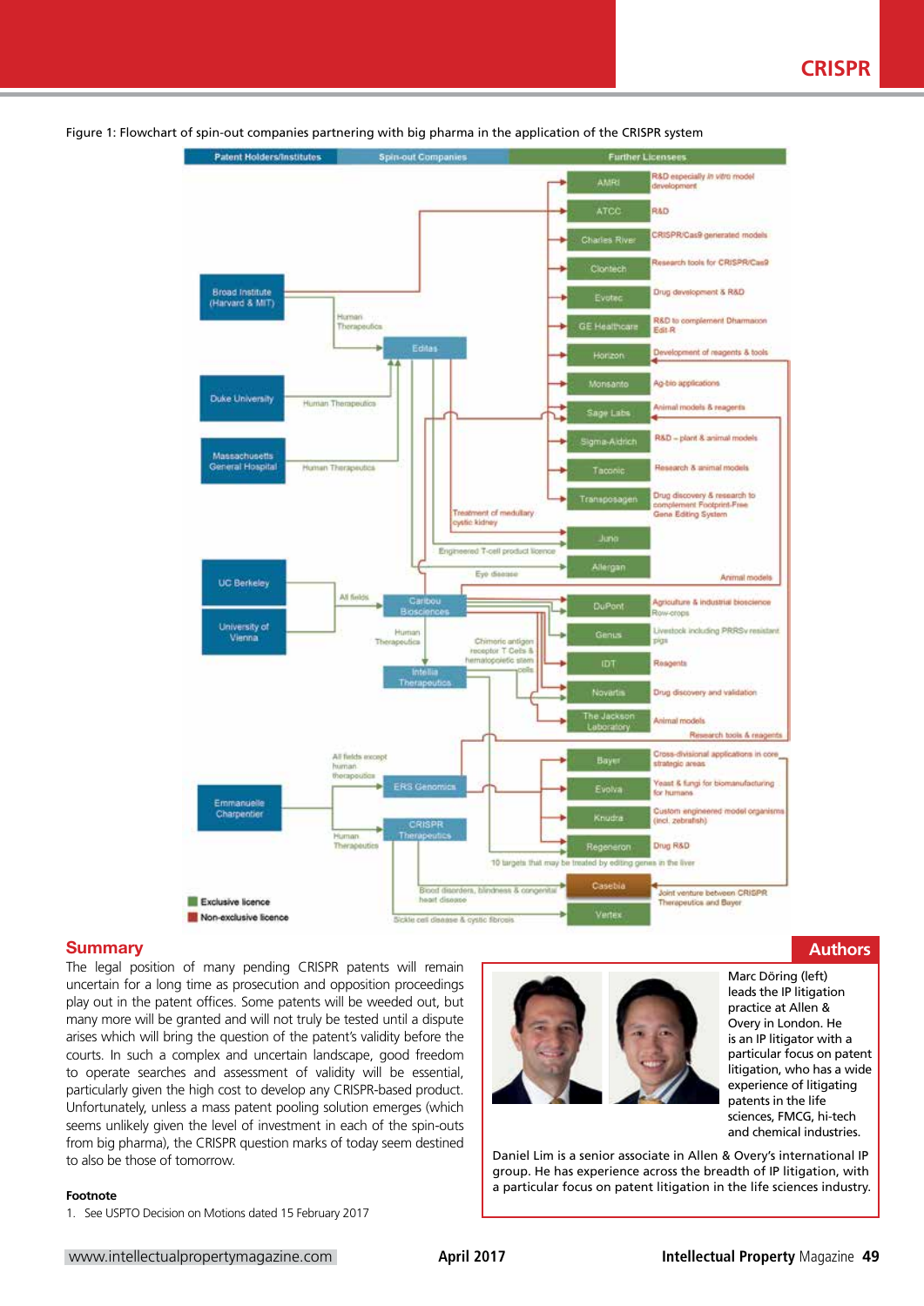Figure 1: Flowchart of spin-out companies partnering with big pharma in the application of the CRISPR system

Patent Holders/Institutes
Spin-out Companies
Further Licensees

Broad Institute (Harvard & MIT)
Duke University
Massachusetts General Hospital
UC Berkeley
University of Vienna
Emmanuelle Charpentier

Editas
Caribou Biosciences
Intellia Therapeutics
ERS Genomics
CRISPR Therapeutics

Human Therapeutics
Human Therapeutics
Human Therapeutics
All fields
Human Therapeutics
All fields except human therapeutics
Human Therapeutics
Treatment of medullary cystic kidney
Engineered T-cell product licence
Eye disease
Chimeric antigen receptor T Cells & hematopoietic stem cells
10 targets that may be treated by editing genes in the liver
Blood disorders, blindness & congenital heart disease
Sickle cell disease & cystic fibrosis

AMRI – R&D especially *in vitro* model development
ATCC – R&D
Charles River – CRISPR/Cas9 generated models
Clontech – Research tools for CRISPR/Cas9
Evotec – Drug development & R&D
GE Healthcare – R&D to complement Dharmacon Edit-R
Horizon – Development of reagents & tools
Monsanto – Ag-bio applications
Sage Labs – Animal models & reagents
Sigma-Aldrich – R&D – plant & animal models
Taconic – Research & animal models
Transposagen – Drug discovery & research to complement Footprint-Free Gene Editing System
Juno
Allergan
Animal models
DuPont – Agriculture & industrial bioscience Row-crops
Genus – Livestock including PRRSv resistant pigs
IDT – Reagents
Novartis – Drug discovery and validation
The Jackson Laboratory – Animal models
Research tools & reagents
Bayer – Cross-divisional applications in core strategic areas
Evolva – Yeast & fungi for biomanufacturing for humans
Knudra – Custom engineered model organisms (incl. zebrafish)
Regeneron – Drug R&D
Casebia – Joint venture between CRISPR Therapeutics and Bayer
Vertex

Exclusive licence
Non-exclusive licence

## Summary

The legal position of many pending CRISPR patents will remain uncertain for a long time as prosecution and opposition proceedings play out in the patent offices. Some patents will be weeded out, but many more will be granted and will not truly be tested until a dispute arises which will bring the question of the patent's validity before the courts. In such a complex and uncertain landscape, good freedom to operate searches and assessment of validity will be essential, particularly given the high cost to develop any CRISPR-based product. Unfortunately, unless a mass patent pooling solution emerges (which seems unlikely given the level of investment in each of the spin-outs from big pharma), the CRISPR question marks of today seem destined to also be those of tomorrow.

**Footnote**

1. See USPTO Decision on Motions dated 15 February 2017

## Authors

Marc Döring (left) leads the IP litigation practice at Allen & Overy in London. He is an IP litigator with a particular focus on patent litigation, who has a wide experience of litigating patents in the life sciences, FMCG, hi-tech and chemical industries.

Daniel Lim is a senior associate in Allen & Overy's international IP group. He has experience across the breadth of IP litigation, with a particular focus on patent litigation in the life sciences industry.